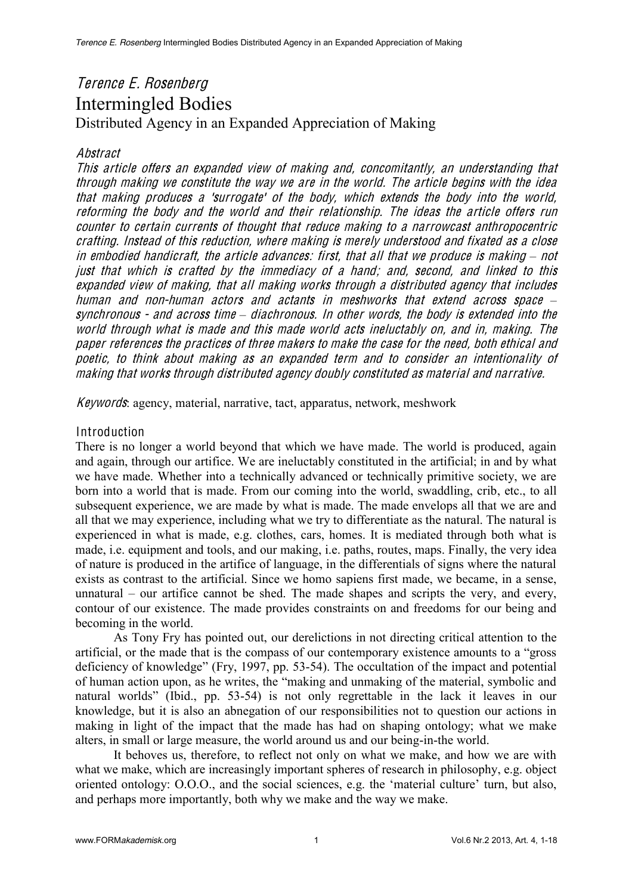*Terence E. Rosenberg*

# Intermingled Bodies

## Distributed Agency in an Expanded Appreciation of Making

### *Abstract*

*This article offers an expanded view of making and, concomitantly, an understanding that through making we constitute the way we are in the world. The article begins with the idea that making produces a 'surrogate' of the body, which extends the body into the world, reforming the body and the world and their relationship. The ideas the article offers run counter to certain currents of thought that reduce making to a narrowcast anthropocentric crafting. Instead of this reduction, where making is merely understood and fixated as a close in embodied handicraft, the article advances: first, that all that we produce is making – not just that which is crafted by the immediacy of a hand; and, second, and linked to this expanded view of making, that all making works through a distributed agency that includes human and non-human actors and actants in meshworks that extend across space – synchronous - and across time – diachronous. In other words, the body is extended into the world through what is made and this made world acts ineluctably on, and in, making. The paper references the practices of three makers to make the case for the need, both ethical and poetic, to think about making as an expanded term and to consider an intentionality of making that works through distributed agency doubly constituted as material and narrative.*

*Keywords*: agency, material, narrative, tact, apparatus, network, meshwork

### Introduction

There is no longer a world beyond that which we have made. The world is produced, again and again, through our artifice. We are ineluctably constituted in the artificial; in and by what we have made. Whether into a technically advanced or technically primitive society, we are born into a world that is made. From our coming into the world, swaddling, crib, etc., to all subsequent experience, we are made by what is made. The made envelops all that we are and all that we may experience, including what we try to differentiate as the natural. The natural is experienced in what is made, e.g. clothes, cars, homes. It is mediated through both what is made, i.e. equipment and tools, and our making, i.e. paths, routes, maps. Finally, the very idea of nature is produced in the artifice of language, in the differentials of signs where the natural exists as contrast to the artificial. Since we homo sapiens first made, we became, in a sense, unnatural – our artifice cannot be shed. The made shapes and scripts the very, and every, contour of our existence. The made provides constraints on and freedoms for our being and becoming in the world.

As Tony Fry has pointed out, our derelictions in not directing critical attention to the artificial, or the made that is the compass of our contemporary existence amounts to a "gross deficiency of knowledge" (Fry, 1997, pp. 53-54). The occultation of the impact and potential of human action upon, as he writes, the "making and unmaking of the material, symbolic and natural worlds" (Ibid., pp. 53-54) is not only regrettable in the lack it leaves in our knowledge, but it is also an abnegation of our responsibilities not to question our actions in making in light of the impact that the made has had on shaping ontology; what we make alters, in small or large measure, the world around us and our being-in-the world.

It behoves us, therefore, to reflect not only on what we make, and how we are with what we make, which are increasingly important spheres of research in philosophy, e.g. object oriented ontology: O.O.O., and the social sciences, e.g. the 'material culture' turn, but also, and perhaps more importantly, both why we make and the way we make.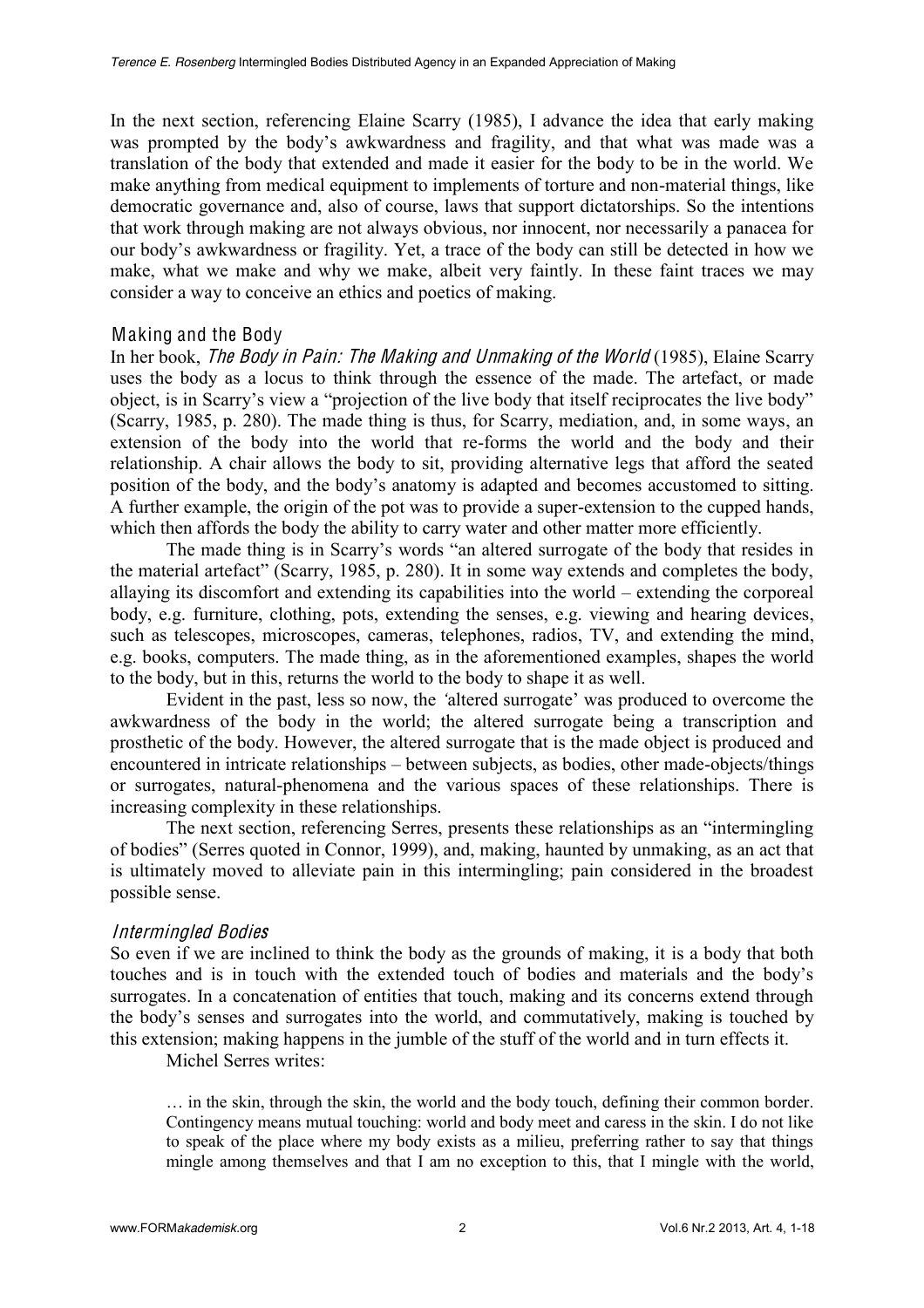In the next section, referencing Elaine Scarry (1985), I advance the idea that early making was prompted by the body's awkwardness and fragility, and that what was made was a translation of the body that extended and made it easier for the body to be in the world. We make anything from medical equipment to implements of torture and non-material things, like democratic governance and, also of course, laws that support dictatorships. So the intentions that work through making are not always obvious, nor innocent, nor necessarily a panacea for our body's awkwardness or fragility. Yet, a trace of the body can still be detected in how we make, what we make and why we make, albeit very faintly. In these faint traces we may consider a way to conceive an ethics and poetics of making.

## Making and the Body

In her book, *The Body in Pain: The Making and Unmaking of the World* (1985), Elaine Scarry uses the body as a locus to think through the essence of the made. The artefact, or made object, is in Scarry's view a "projection of the live body that itself reciprocates the live body" (Scarry, 1985, p. 280). The made thing is thus, for Scarry, mediation, and, in some ways, an extension of the body into the world that re-forms the world and the body and their relationship. A chair allows the body to sit, providing alternative legs that afford the seated position of the body, and the body's anatomy is adapted and becomes accustomed to sitting. A further example, the origin of the pot was to provide a super-extension to the cupped hands, which then affords the body the ability to carry water and other matter more efficiently.

The made thing is in Scarry's words "an altered surrogate of the body that resides in the material artefact" (Scarry, 1985, p. 280). It in some way extends and completes the body, allaying its discomfort and extending its capabilities into the world – extending the corporeal body, e.g. furniture, clothing, pots, extending the senses, e.g. viewing and hearing devices, such as telescopes, microscopes, cameras, telephones, radios, TV, and extending the mind, e.g. books, computers. The made thing, as in the aforementioned examples, shapes the world to the body, but in this, returns the world to the body to shape it as well.

Evident in the past, less so now, the 'altered surrogate' was produced to overcome the awkwardness of the body in the world; the altered surrogate being a transcription and prosthetic of the body. However, the altered surrogate that is the made object is produced and encountered in intricate relationships – between subjects, as bodies, other made-objects/things or surrogates, natural-phenomena and the various spaces of these relationships. There is increasing complexity in these relationships.

The next section, referencing Serres, presents these relationships as an "intermingling of bodies" (Serres quoted in Connor, 1999), and, making, haunted by unmaking, as an act that is ultimately moved to alleviate pain in this intermingling; pain considered in the broadest possible sense.

### *Intermingled Bodies*

So even if we are inclined to think the body as the grounds of making, it is a body that both touches and is in touch with the extended touch of bodies and materials and the body's surrogates. In a concatenation of entities that touch, making and its concerns extend through the body's senses and surrogates into the world, and commutatively, making is touched by this extension; making happens in the jumble of the stuff of the world and in turn effects it.

Michel Serres writes:

> … in the skin, through the skin, the world and the body touch, defining their common border. Contingency means mutual touching: world and body meet and caress in the skin. I do not like to speak of the place where my body exists as a milieu, preferring rather to say that things mingle among themselves and that I am no exception to this, that I mingle with the world,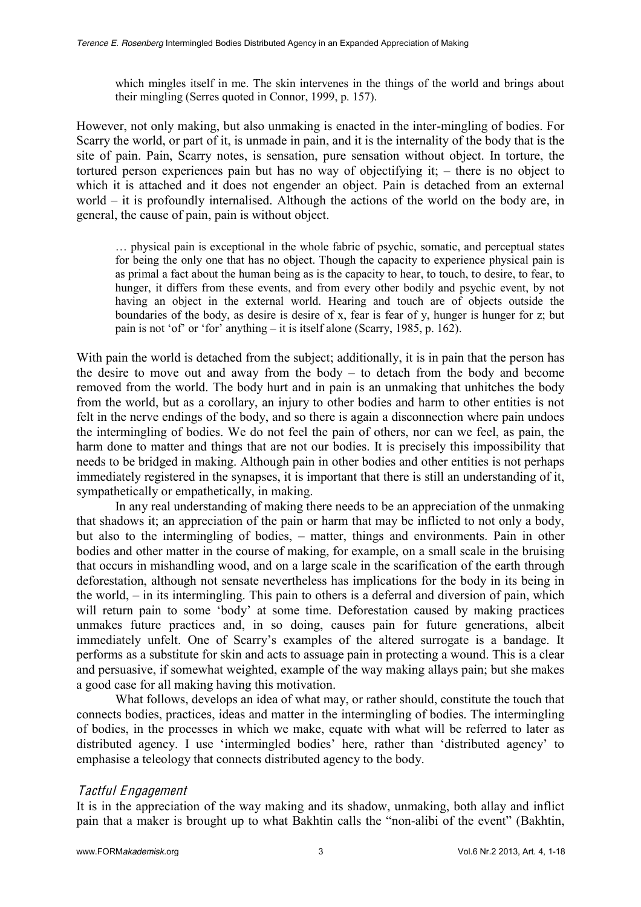> which mingles itself in me. The skin intervenes in the things of the world and brings about their mingling (Serres quoted in Connor, 1999, p. 157).

However, not only making, but also unmaking is enacted in the inter-mingling of bodies. For Scarry the world, or part of it, is unmade in pain, and it is the internality of the body that is the site of pain. Pain, Scarry notes, is sensation, pure sensation without object. In torture, the tortured person experiences pain but has no way of objectifying it; – there is no object to which it is attached and it does not engender an object. Pain is detached from an external world – it is profoundly internalised. Although the actions of the world on the body are, in general, the cause of pain, pain is without object.

> … physical pain is exceptional in the whole fabric of psychic, somatic, and perceptual states for being the only one that has no object. Though the capacity to experience physical pain is as primal a fact about the human being as is the capacity to hear, to touch, to desire, to fear, to hunger, it differs from these events, and from every other bodily and psychic event, by not having an object in the external world. Hearing and touch are of objects outside the boundaries of the body, as desire is desire of x, fear is fear of y, hunger is hunger for z; but pain is not 'of' or 'for' anything – it is itself alone (Scarry, 1985, p. 162).

With pain the world is detached from the subject; additionally, it is in pain that the person has the desire to move out and away from the body – to detach from the body and become removed from the world. The body hurt and in pain is an unmaking that unhitches the body from the world, but as a corollary, an injury to other bodies and harm to other entities is not felt in the nerve endings of the body, and so there is again a disconnection where pain undoes the intermingling of bodies. We do not feel the pain of others, nor can we feel, as pain, the harm done to matter and things that are not our bodies. It is precisely this impossibility that needs to be bridged in making. Although pain in other bodies and other entities is not perhaps immediately registered in the synapses, it is important that there is still an understanding of it, sympathetically or empathetically, in making.

In any real understanding of making there needs to be an appreciation of the unmaking that shadows it; an appreciation of the pain or harm that may be inflicted to not only a body, but also to the intermingling of bodies, – matter, things and environments. Pain in other bodies and other matter in the course of making, for example, on a small scale in the bruising that occurs in mishandling wood, and on a large scale in the scarification of the earth through deforestation, although not sensate nevertheless has implications for the body in its being in the world, – in its intermingling. This pain to others is a deferral and diversion of pain, which will return pain to some 'body' at some time. Deforestation caused by making practices unmakes future practices and, in so doing, causes pain for future generations, albeit immediately unfelt. One of Scarry's examples of the altered surrogate is a bandage. It performs as a substitute for skin and acts to assuage pain in protecting a wound. This is a clear and persuasive, if somewhat weighted, example of the way making allays pain; but she makes a good case for all making having this motivation.

What follows, develops an idea of what may, or rather should, constitute the touch that connects bodies, practices, ideas and matter in the intermingling of bodies. The intermingling of bodies, in the processes in which we make, equate with what will be referred to later as distributed agency. I use 'intermingled bodies' here, rather than 'distributed agency' to emphasise a teleology that connects distributed agency to the body.

### *Tactful Engagement*

It is in the appreciation of the way making and its shadow, unmaking, both allay and inflict pain that a maker is brought up to what Bakhtin calls the "non-alibi of the event" (Bakhtin,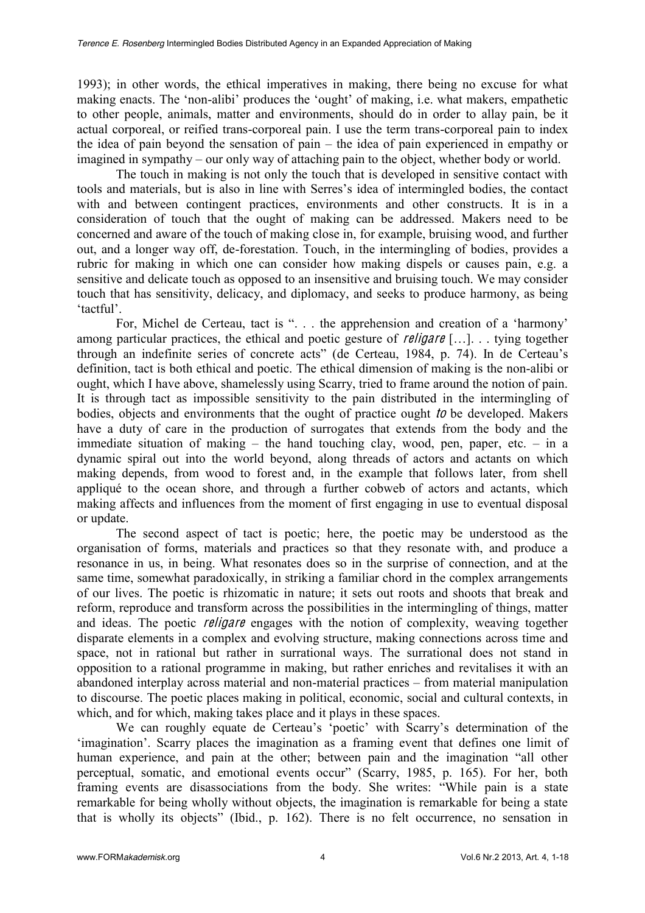1993); in other words, the ethical imperatives in making, there being no excuse for what making enacts. The 'non-alibi' produces the 'ought' of making, i.e. what makers, empathetic to other people, animals, matter and environments, should do in order to allay pain, be it actual corporeal, or reified trans-corporeal pain. I use the term trans-corporeal pain to index the idea of pain beyond the sensation of pain – the idea of pain experienced in empathy or imagined in sympathy – our only way of attaching pain to the object, whether body or world.

The touch in making is not only the touch that is developed in sensitive contact with tools and materials, but is also in line with Serres's idea of intermingled bodies, the contact with and between contingent practices, environments and other constructs. It is in a consideration of touch that the ought of making can be addressed. Makers need to be concerned and aware of the touch of making close in, for example, bruising wood, and further out, and a longer way off, de-forestation. Touch, in the intermingling of bodies, provides a rubric for making in which one can consider how making dispels or causes pain, e.g. a sensitive and delicate touch as opposed to an insensitive and bruising touch. We may consider touch that has sensitivity, delicacy, and diplomacy, and seeks to produce harmony, as being 'tactful'.

For, Michel de Certeau, tact is ". . . the apprehension and creation of a 'harmony' among particular practices, the ethical and poetic gesture of *religare* […]. . . tying together through an indefinite series of concrete acts" (de Certeau, 1984, p. 74). In de Certeau's definition, tact is both ethical and poetic. The ethical dimension of making is the non-alibi or ought, which I have above, shamelessly using Scarry, tried to frame around the notion of pain. It is through tact as impossible sensitivity to the pain distributed in the intermingling of bodies, objects and environments that the ought of practice ought *to* be developed. Makers have a duty of care in the production of surrogates that extends from the body and the immediate situation of making – the hand touching clay, wood, pen, paper, etc. – in a dynamic spiral out into the world beyond, along threads of actors and actants on which making depends, from wood to forest and, in the example that follows later, from shell appliqué to the ocean shore, and through a further cobweb of actors and actants, which making affects and influences from the moment of first engaging in use to eventual disposal or update.

The second aspect of tact is poetic; here, the poetic may be understood as the organisation of forms, materials and practices so that they resonate with, and produce a resonance in us, in being. What resonates does so in the surprise of connection, and at the same time, somewhat paradoxically, in striking a familiar chord in the complex arrangements of our lives. The poetic is rhizomatic in nature; it sets out roots and shoots that break and reform, reproduce and transform across the possibilities in the intermingling of things, matter and ideas. The poetic *religare* engages with the notion of complexity, weaving together disparate elements in a complex and evolving structure, making connections across time and space, not in rational but rather in surrational ways. The surrational does not stand in opposition to a rational programme in making, but rather enriches and revitalises it with an abandoned interplay across material and non-material practices – from material manipulation to discourse. The poetic places making in political, economic, social and cultural contexts, in which, and for which, making takes place and it plays in these spaces.

We can roughly equate de Certeau's 'poetic' with Scarry's determination of the 'imagination'. Scarry places the imagination as a framing event that defines one limit of human experience, and pain at the other; between pain and the imagination "all other perceptual, somatic, and emotional events occur" (Scarry, 1985, p. 165). For her, both framing events are disassociations from the body. She writes: "While pain is a state remarkable for being wholly without objects, the imagination is remarkable for being a state that is wholly its objects" (Ibid., p. 162). There is no felt occurrence, no sensation in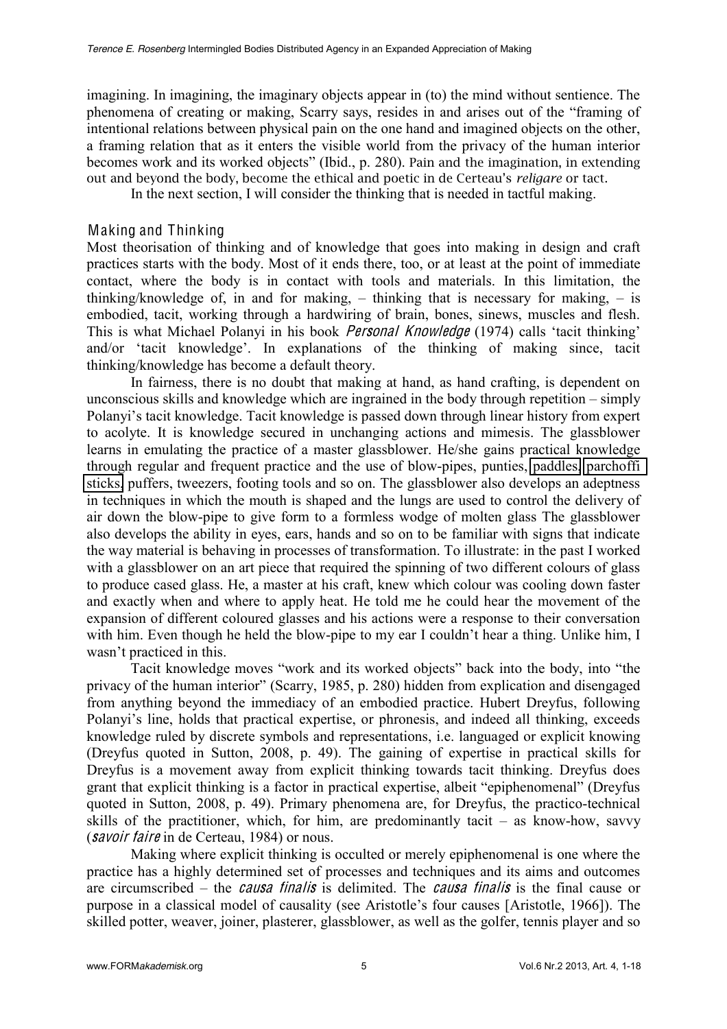imagining. In imagining, the imaginary objects appear in (to) the mind without sentience. The phenomena of creating or making, Scarry says, resides in and arises out of the "framing of intentional relations between physical pain on the one hand and imagined objects on the other, a framing relation that as it enters the visible world from the privacy of the human interior becomes work and its worked objects" (Ibid., p. 280). Pain and the imagination, in extending out and beyond the body, become the ethical and poetic in de Certeau's *religare* or tact.

In the next section, I will consider the thinking that is needed in tactful making.

## Making and Thinking

Most theorisation of thinking and of knowledge that goes into making in design and craft practices starts with the body. Most of it ends there, too, or at least at the point of immediate contact, where the body is in contact with tools and materials. In this limitation, the thinking/knowledge of, in and for making, – thinking that is necessary for making, – is embodied, tacit, working through a hardwiring of brain, bones, sinews, muscles and flesh. This is what Michael Polanyi in his book *Personal Knowledge* (1974) calls 'tacit thinking' and/or 'tacit knowledge'. In explanations of the thinking of making since, tacit thinking/knowledge has become a default theory.

In fairness, there is no doubt that making at hand, as hand crafting, is dependent on unconscious skills and knowledge which are ingrained in the body through repetition – simply Polanyi's tacit knowledge. Tacit knowledge is passed down through linear history from expert to acolyte. It is knowledge secured in unchanging actions and mimesis. The glassblower learns in emulating the practice of a master glassblower. He/she gains practical knowledge through regular and frequent practice and the use of blow-pipes, punties, paddles, parchoffi sticks, puffers, tweezers, footing tools and so on. The glassblower also develops an adeptness in techniques in which the mouth is shaped and the lungs are used to control the delivery of air down the blow-pipe to give form to a formless wodge of molten glass The glassblower also develops the ability in eyes, ears, hands and so on to be familiar with signs that indicate the way material is behaving in processes of transformation. To illustrate: in the past I worked with a glassblower on an art piece that required the spinning of two different colours of glass to produce cased glass. He, a master at his craft, knew which colour was cooling down faster and exactly when and where to apply heat. He told me he could hear the movement of the expansion of different coloured glasses and his actions were a response to their conversation with him. Even though he held the blow-pipe to my ear I couldn't hear a thing. Unlike him, I wasn't practiced in this.

Tacit knowledge moves "work and its worked objects" back into the body, into "the privacy of the human interior" (Scarry, 1985, p. 280) hidden from explication and disengaged from anything beyond the immediacy of an embodied practice. Hubert Dreyfus, following Polanyi's line, holds that practical expertise, or phronesis, and indeed all thinking, exceeds knowledge ruled by discrete symbols and representations, i.e. languaged or explicit knowing (Dreyfus quoted in Sutton, 2008, p. 49). The gaining of expertise in practical skills for Dreyfus is a movement away from explicit thinking towards tacit thinking. Dreyfus does grant that explicit thinking is a factor in practical expertise, albeit "epiphenomenal" (Dreyfus quoted in Sutton, 2008, p. 49). Primary phenomena are, for Dreyfus, the practico-technical skills of the practitioner, which, for him, are predominantly tacit – as know-how, savvy (*savoir faire* in de Certeau, 1984) or nous.

Making where explicit thinking is occulted or merely epiphenomenal is one where the practice has a highly determined set of processes and techniques and its aims and outcomes are circumscribed – the *causa finalis* is delimited. The *causa finalis* is the final cause or purpose in a classical model of causality (see Aristotle's four causes [Aristotle, 1966]). The skilled potter, weaver, joiner, plasterer, glassblower, as well as the golfer, tennis player and so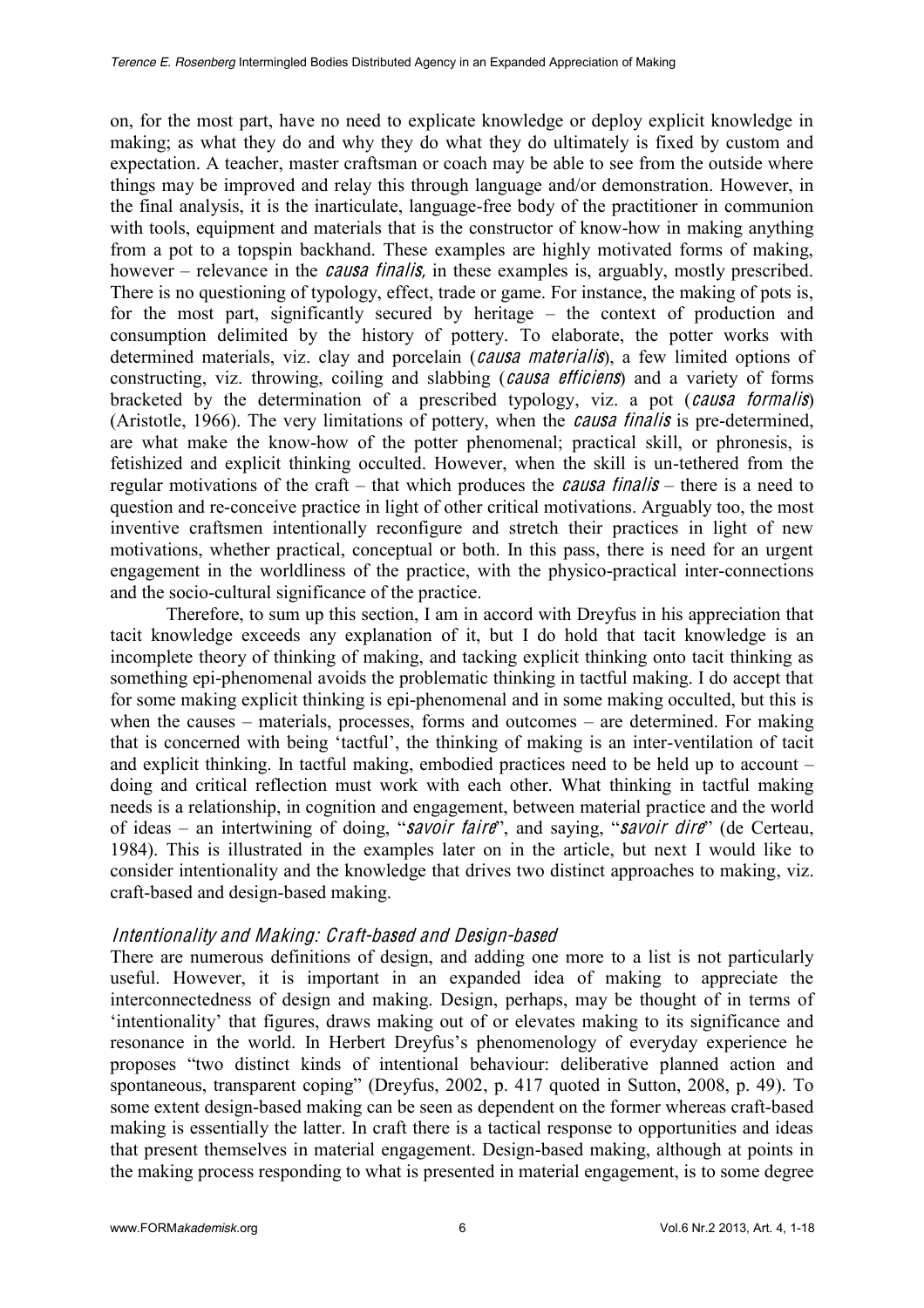on, for the most part, have no need to explicate knowledge or deploy explicit knowledge in making; as what they do and why they do what they do ultimately is fixed by custom and expectation. A teacher, master craftsman or coach may be able to see from the outside where things may be improved and relay this through language and/or demonstration. However, in the final analysis, it is the inarticulate, language-free body of the practitioner in communion with tools, equipment and materials that is the constructor of know-how in making anything from a pot to a topspin backhand. These examples are highly motivated forms of making, however – relevance in the *causa finalis*, in these examples is, arguably, mostly prescribed. There is no questioning of typology, effect, trade or game. For instance, the making of pots is, for the most part, significantly secured by heritage – the context of production and consumption delimited by the history of pottery. To elaborate, the potter works with determined materials, viz. clay and porcelain (*causa materialis*), a few limited options of constructing, viz. throwing, coiling and slabbing (*causa efficiens*) and a variety of forms bracketed by the determination of a prescribed typology, viz. a pot (*causa formalis*) (Aristotle, 1966). The very limitations of pottery, when the *causa finalis* is pre-determined, are what make the know-how of the potter phenomenal; practical skill, or phronesis, is fetishized and explicit thinking occulted. However, when the skill is un-tethered from the regular motivations of the craft – that which produces the *causa finalis* – there is a need to question and re-conceive practice in light of other critical motivations. Arguably too, the most inventive craftsmen intentionally reconfigure and stretch their practices in light of new motivations, whether practical, conceptual or both. In this pass, there is need for an urgent engagement in the worldliness of the practice, with the physico-practical inter-connections and the socio-cultural significance of the practice.

Therefore, to sum up this section, I am in accord with Dreyfus in his appreciation that tacit knowledge exceeds any explanation of it, but I do hold that tacit knowledge is an incomplete theory of thinking of making, and tacking explicit thinking onto tacit thinking as something epi-phenomenal avoids the problematic thinking in tactful making. I do accept that for some making explicit thinking is epi-phenomenal and in some making occulted, but this is when the causes – materials, processes, forms and outcomes – are determined. For making that is concerned with being 'tactful', the thinking of making is an inter-ventilation of tacit and explicit thinking. In tactful making, embodied practices need to be held up to account – doing and critical reflection must work with each other. What thinking in tactful making needs is a relationship, in cognition and engagement, between material practice and the world of ideas – an intertwining of doing, "*savoir faire*", and saying, "*savoir dire*" (de Certeau, 1984). This is illustrated in the examples later on in the article, but next I would like to consider intentionality and the knowledge that drives two distinct approaches to making, viz. craft-based and design-based making.

## *Intentionality and Making: Craft-based and Design-based*

There are numerous definitions of design, and adding one more to a list is not particularly useful. However, it is important in an expanded idea of making to appreciate the interconnectedness of design and making. Design, perhaps, may be thought of in terms of 'intentionality' that figures, draws making out of or elevates making to its significance and resonance in the world. In Herbert Dreyfus's phenomenology of everyday experience he proposes "two distinct kinds of intentional behaviour: deliberative planned action and spontaneous, transparent coping" (Dreyfus, 2002, p. 417 quoted in Sutton, 2008, p. 49). To some extent design-based making can be seen as dependent on the former whereas craft-based making is essentially the latter. In craft there is a tactical response to opportunities and ideas that present themselves in material engagement. Design-based making, although at points in the making process responding to what is presented in material engagement, is to some degree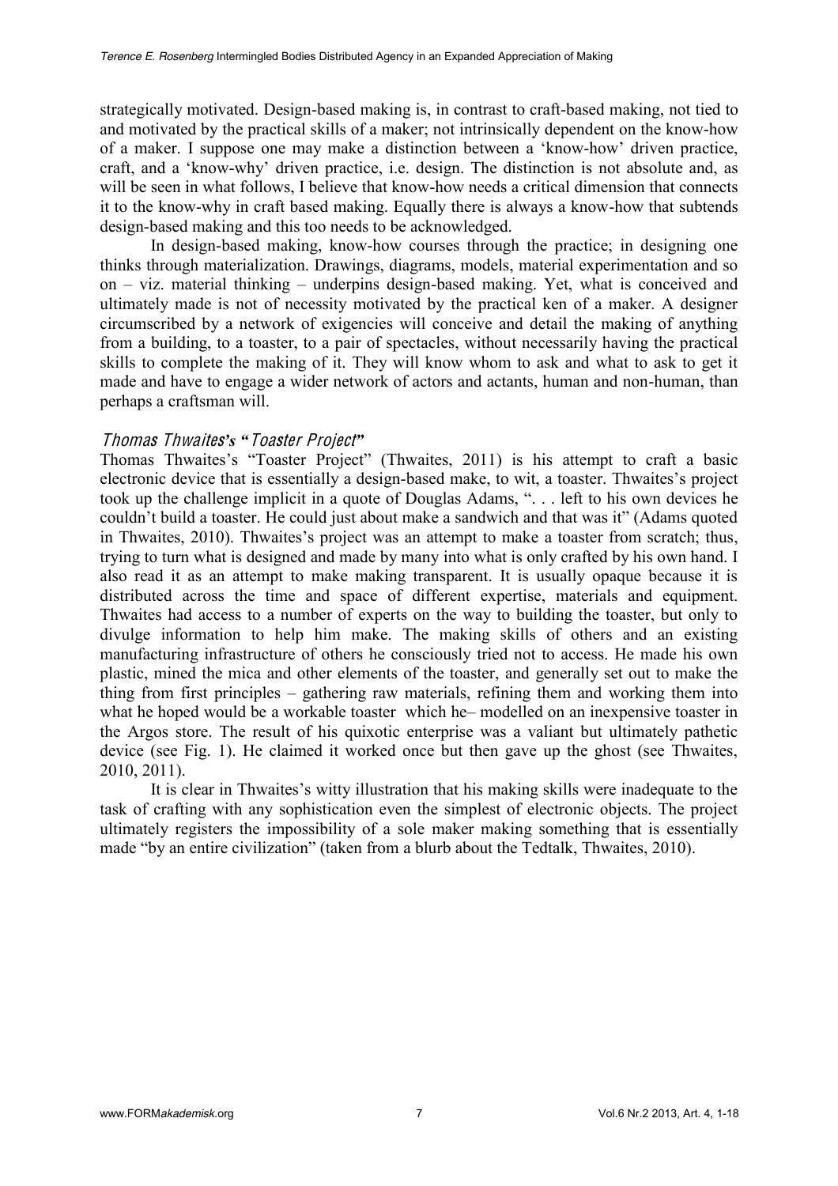strategically motivated. Design-based making is, in contrast to craft-based making, not tied to and motivated by the practical skills of a maker; not intrinsically dependent on the know-how of a maker. I suppose one may make a distinction between a 'know-how' driven practice, craft, and a 'know-why' driven practice, i.e. design. The distinction is not absolute and, as will be seen in what follows, I believe that know-how needs a critical dimension that connects it to the know-why in craft based making. Equally there is always a know-how that subtends design-based making and this too needs to be acknowledged.

In design-based making, know-how courses through the practice; in designing one thinks through materialization. Drawings, diagrams, models, material experimentation and so on – viz. material thinking – underpins design-based making. Yet, what is conceived and ultimately made is not of necessity motivated by the practical ken of a maker. A designer circumscribed by a network of exigencies will conceive and detail the making of anything from a building, to a toaster, to a pair of spectacles, without necessarily having the practical skills to complete the making of it. They will know whom to ask and what to ask to get it made and have to engage a wider network of actors and actants, human and non-human, than perhaps a craftsman will.

### *Thomas Thwaites's "Toaster Project"*

Thomas Thwaites's "Toaster Project" (Thwaites, 2011) is his attempt to craft a basic electronic device that is essentially a design-based make, to wit, a toaster. Thwaites's project took up the challenge implicit in a quote of Douglas Adams, ". . . left to his own devices he couldn't build a toaster. He could just about make a sandwich and that was it" (Adams quoted in Thwaites, 2010). Thwaites's project was an attempt to make a toaster from scratch; thus, trying to turn what is designed and made by many into what is only crafted by his own hand. I also read it as an attempt to make making transparent. It is usually opaque because it is distributed across the time and space of different expertise, materials and equipment. Thwaites had access to a number of experts on the way to building the toaster, but only to divulge information to help him make. The making skills of others and an existing manufacturing infrastructure of others he consciously tried not to access. He made his own plastic, mined the mica and other elements of the toaster, and generally set out to make the thing from first principles – gathering raw materials, refining them and working them into what he hoped would be a workable toaster which he– modelled on an inexpensive toaster in the Argos store. The result of his quixotic enterprise was a valiant but ultimately pathetic device (see Fig. 1). He claimed it worked once but then gave up the ghost (see Thwaites, 2010, 2011).

It is clear in Thwaites's witty illustration that his making skills were inadequate to the task of crafting with any sophistication even the simplest of electronic objects. The project ultimately registers the impossibility of a sole maker making something that is essentially made "by an entire civilization" (taken from a blurb about the Tedtalk, Thwaites, 2010).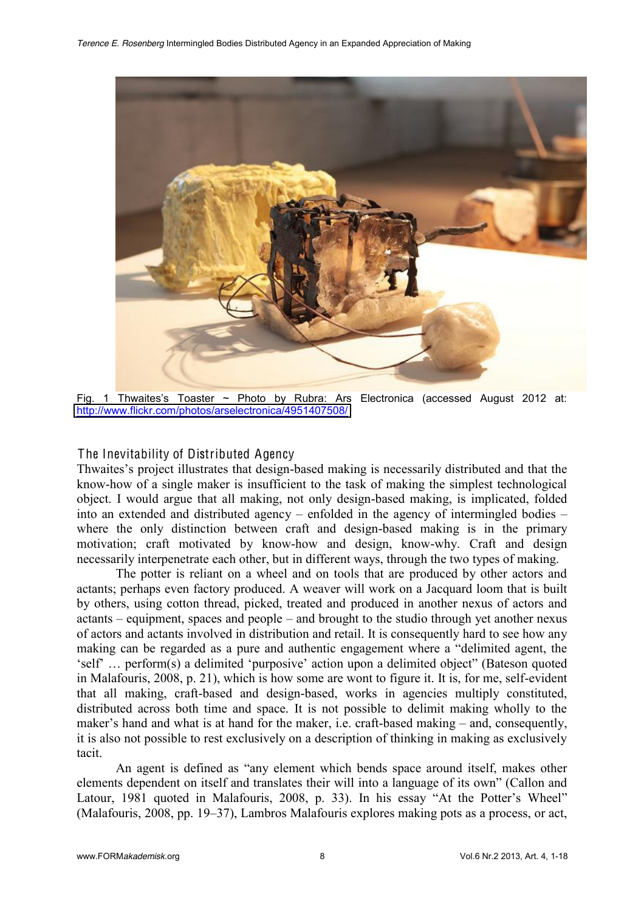Fig. 1 Thwaites's Toaster ~ Photo by Rubra: Ars Electronica (accessed August 2012 at: http://www.flickr.com/photos/arselectronica/4951407508/

## The Inevitability of Distributed Agency

Thwaites's project illustrates that design-based making is necessarily distributed and that the know-how of a single maker is insufficient to the task of making the simplest technological object. I would argue that all making, not only design-based making, is implicated, folded into an extended and distributed agency – enfolded in the agency of intermingled bodies – where the only distinction between craft and design-based making is in the primary motivation; craft motivated by know-how and design, know-why. Craft and design necessarily interpenetrate each other, but in different ways, through the two types of making.

The potter is reliant on a wheel and on tools that are produced by other actors and actants; perhaps even factory produced. A weaver will work on a Jacquard loom that is built by others, using cotton thread, picked, treated and produced in another nexus of actors and actants – equipment, spaces and people – and brought to the studio through yet another nexus of actors and actants involved in distribution and retail. It is consequently hard to see how any making can be regarded as a pure and authentic engagement where a "delimited agent, the 'self' … perform(s) a delimited 'purposive' action upon a delimited object" (Bateson quoted in Malafouris, 2008, p. 21), which is how some are wont to figure it. It is, for me, self-evident that all making, craft-based and design-based, works in agencies multiply constituted, distributed across both time and space. It is not possible to delimit making wholly to the maker's hand and what is at hand for the maker, i.e. craft-based making – and, consequently, it is also not possible to rest exclusively on a description of thinking in making as exclusively tacit.

An agent is defined as "any element which bends space around itself, makes other elements dependent on itself and translates their will into a language of its own" (Callon and Latour, 1981 quoted in Malafouris, 2008, p. 33). In his essay "At the Potter's Wheel" (Malafouris, 2008, pp. 19–37), Lambros Malafouris explores making pots as a process, or act,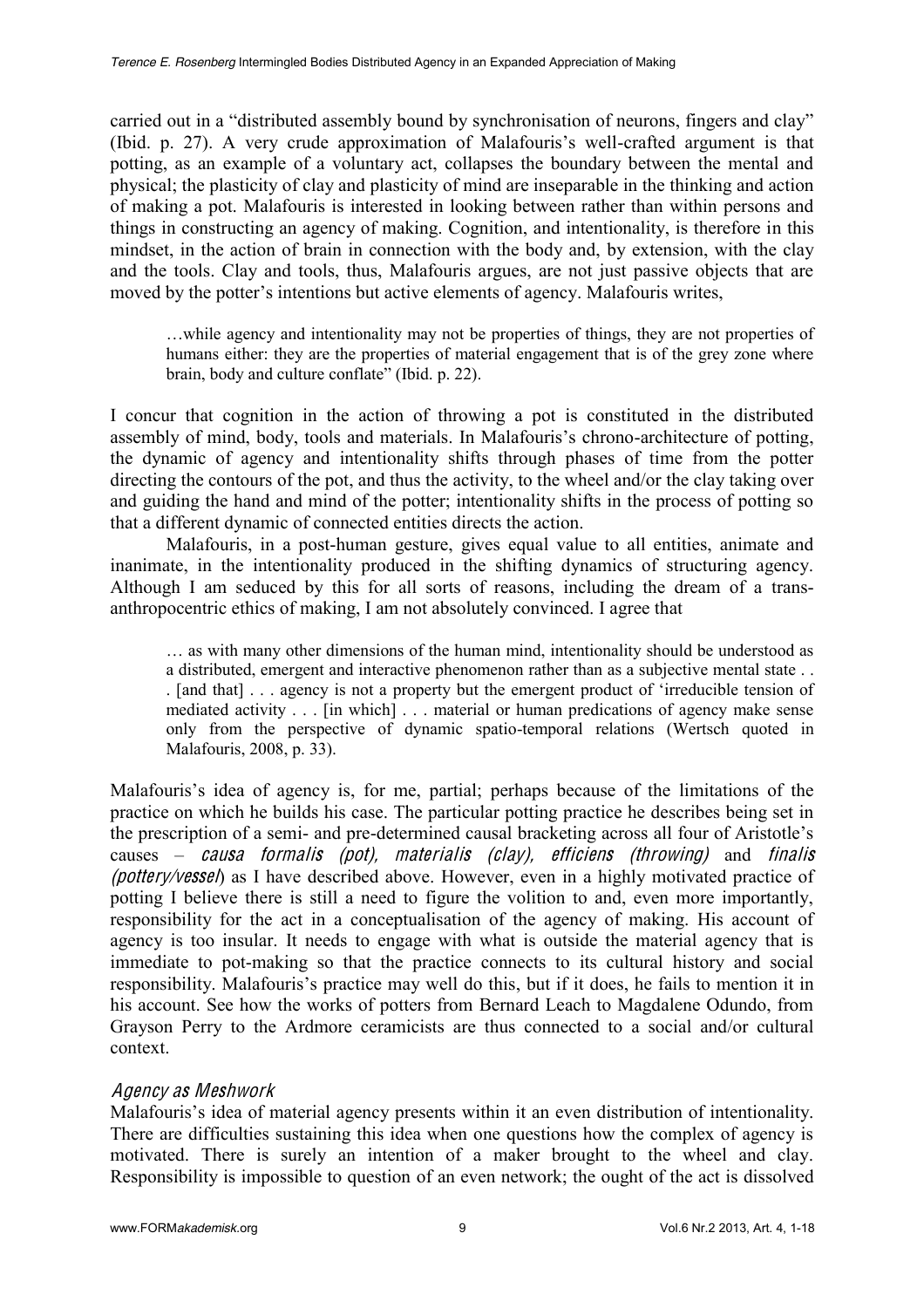carried out in a "distributed assembly bound by synchronisation of neurons, fingers and clay" (Ibid. p. 27). A very crude approximation of Malafouris's well-crafted argument is that potting, as an example of a voluntary act, collapses the boundary between the mental and physical; the plasticity of clay and plasticity of mind are inseparable in the thinking and action of making a pot. Malafouris is interested in looking between rather than within persons and things in constructing an agency of making. Cognition, and intentionality, is therefore in this mindset, in the action of brain in connection with the body and, by extension, with the clay and the tools. Clay and tools, thus, Malafouris argues, are not just passive objects that are moved by the potter's intentions but active elements of agency. Malafouris writes,

> …while agency and intentionality may not be properties of things, they are not properties of humans either: they are the properties of material engagement that is of the grey zone where brain, body and culture conflate" (Ibid. p. 22).

I concur that cognition in the action of throwing a pot is constituted in the distributed assembly of mind, body, tools and materials. In Malafouris's chrono-architecture of potting, the dynamic of agency and intentionality shifts through phases of time from the potter directing the contours of the pot, and thus the activity, to the wheel and/or the clay taking over and guiding the hand and mind of the potter; intentionality shifts in the process of potting so that a different dynamic of connected entities directs the action.

Malafouris, in a post-human gesture, gives equal value to all entities, animate and inanimate, in the intentionality produced in the shifting dynamics of structuring agency. Although I am seduced by this for all sorts of reasons, including the dream of a trans-anthropocentric ethics of making, I am not absolutely convinced. I agree that

> … as with many other dimensions of the human mind, intentionality should be understood as a distributed, emergent and interactive phenomenon rather than as a subjective mental state . . . [and that] . . . agency is not a property but the emergent product of 'irreducible tension of mediated activity . . . [in which] . . . material or human predications of agency make sense only from the perspective of dynamic spatio-temporal relations (Wertsch quoted in Malafouris, 2008, p. 33).

Malafouris's idea of agency is, for me, partial; perhaps because of the limitations of the practice on which he builds his case. The particular potting practice he describes being set in the prescription of a semi- and pre-determined causal bracketing across all four of Aristotle's causes – *causa formalis (pot), materialis (clay), efficiens (throwing)* and *finalis (pottery/vessel*) as I have described above. However, even in a highly motivated practice of potting I believe there is still a need to figure the volition to and, even more importantly, responsibility for the act in a conceptualisation of the agency of making. His account of agency is too insular. It needs to engage with what is outside the material agency that is immediate to pot-making so that the practice connects to its cultural history and social responsibility. Malafouris's practice may well do this, but if it does, he fails to mention it in his account. See how the works of potters from Bernard Leach to Magdalene Odundo, from Grayson Perry to the Ardmore ceramicists are thus connected to a social and/or cultural context.

### *Agency as Meshwork*

Malafouris's idea of material agency presents within it an even distribution of intentionality. There are difficulties sustaining this idea when one questions how the complex of agency is motivated. There is surely an intention of a maker brought to the wheel and clay. Responsibility is impossible to question of an even network; the ought of the act is dissolved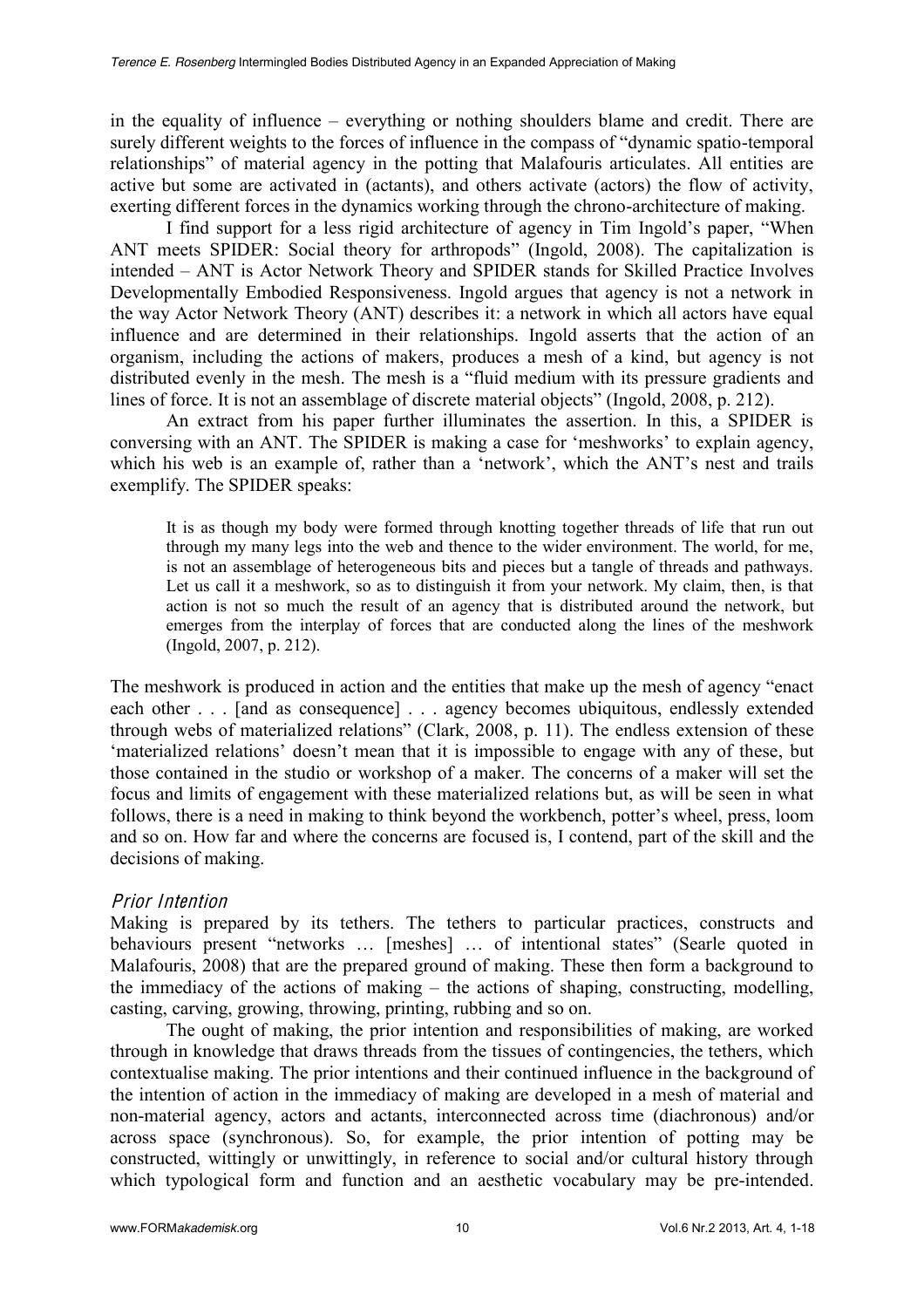in the equality of influence – everything or nothing shoulders blame and credit. There are surely different weights to the forces of influence in the compass of "dynamic spatio-temporal relationships" of material agency in the potting that Malafouris articulates. All entities are active but some are activated in (actants), and others activate (actors) the flow of activity, exerting different forces in the dynamics working through the chrono-architecture of making.

I find support for a less rigid architecture of agency in Tim Ingold's paper, "When ANT meets SPIDER: Social theory for arthropods" (Ingold, 2008). The capitalization is intended – ANT is Actor Network Theory and SPIDER stands for Skilled Practice Involves Developmentally Embodied Responsiveness. Ingold argues that agency is not a network in the way Actor Network Theory (ANT) describes it: a network in which all actors have equal influence and are determined in their relationships. Ingold asserts that the action of an organism, including the actions of makers, produces a mesh of a kind, but agency is not distributed evenly in the mesh. The mesh is a "fluid medium with its pressure gradients and lines of force. It is not an assemblage of discrete material objects" (Ingold, 2008, p. 212).

An extract from his paper further illuminates the assertion. In this, a SPIDER is conversing with an ANT. The SPIDER is making a case for 'meshworks' to explain agency, which his web is an example of, rather than a 'network', which the ANT's nest and trails exemplify. The SPIDER speaks:

> It is as though my body were formed through knotting together threads of life that run out through my many legs into the web and thence to the wider environment. The world, for me, is not an assemblage of heterogeneous bits and pieces but a tangle of threads and pathways. Let us call it a meshwork, so as to distinguish it from your network. My claim, then, is that action is not so much the result of an agency that is distributed around the network, but emerges from the interplay of forces that are conducted along the lines of the meshwork (Ingold, 2007, p. 212).

The meshwork is produced in action and the entities that make up the mesh of agency "enact each other . . . [and as consequence] . . . agency becomes ubiquitous, endlessly extended through webs of materialized relations" (Clark, 2008, p. 11). The endless extension of these 'materialized relations' doesn't mean that it is impossible to engage with any of these, but those contained in the studio or workshop of a maker. The concerns of a maker will set the focus and limits of engagement with these materialized relations but, as will be seen in what follows, there is a need in making to think beyond the workbench, potter's wheel, press, loom and so on. How far and where the concerns are focused is, I contend, part of the skill and the decisions of making.

### *Prior Intention*

Making is prepared by its tethers. The tethers to particular practices, constructs and behaviours present "networks … [meshes] … of intentional states" (Searle quoted in Malafouris, 2008) that are the prepared ground of making. These then form a background to the immediacy of the actions of making – the actions of shaping, constructing, modelling, casting, carving, growing, throwing, printing, rubbing and so on.

The ought of making, the prior intention and responsibilities of making, are worked through in knowledge that draws threads from the tissues of contingencies, the tethers, which contextualise making. The prior intentions and their continued influence in the background of the intention of action in the immediacy of making are developed in a mesh of material and non-material agency, actors and actants, interconnected across time (diachronous) and/or across space (synchronous). So, for example, the prior intention of potting may be constructed, wittingly or unwittingly, in reference to social and/or cultural history through which typological form and function and an aesthetic vocabulary may be pre-intended.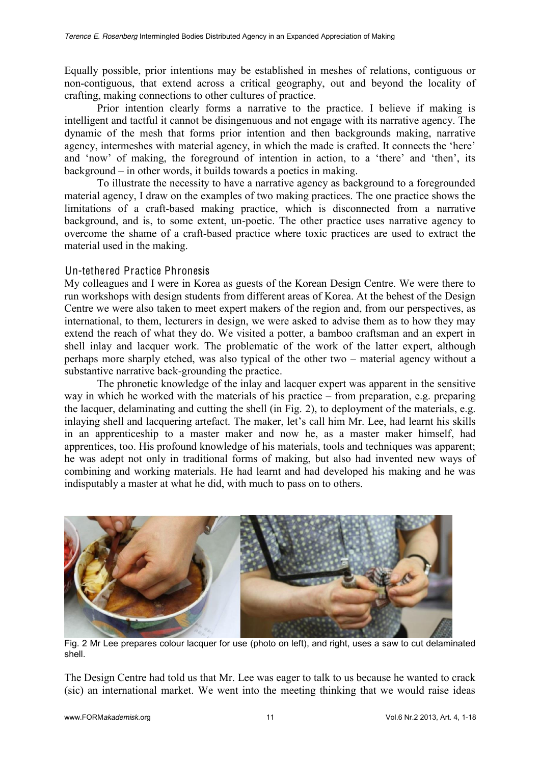Equally possible, prior intentions may be established in meshes of relations, contiguous or non-contiguous, that extend across a critical geography, out and beyond the locality of crafting, making connections to other cultures of practice.

Prior intention clearly forms a narrative to the practice. I believe if making is intelligent and tactful it cannot be disingenuous and not engage with its narrative agency. The dynamic of the mesh that forms prior intention and then backgrounds making, narrative agency, intermeshes with material agency, in which the made is crafted. It connects the 'here' and 'now' of making, the foreground of intention in action, to a 'there' and 'then', its background – in other words, it builds towards a poetics in making.

To illustrate the necessity to have a narrative agency as background to a foregrounded material agency, I draw on the examples of two making practices. The one practice shows the limitations of a craft-based making practice, which is disconnected from a narrative background, and is, to some extent, un-poetic. The other practice uses narrative agency to overcome the shame of a craft-based practice where toxic practices are used to extract the material used in the making.

## Un-tethered Practice Phronesis

My colleagues and I were in Korea as guests of the Korean Design Centre. We were there to run workshops with design students from different areas of Korea. At the behest of the Design Centre we were also taken to meet expert makers of the region and, from our perspectives, as international, to them, lecturers in design, we were asked to advise them as to how they may extend the reach of what they do. We visited a potter, a bamboo craftsman and an expert in shell inlay and lacquer work. The problematic of the work of the latter expert, although perhaps more sharply etched, was also typical of the other two – material agency without a substantive narrative back-grounding the practice.

The phronetic knowledge of the inlay and lacquer expert was apparent in the sensitive way in which he worked with the materials of his practice – from preparation, e.g. preparing the lacquer, delaminating and cutting the shell (in Fig. 2), to deployment of the materials, e.g. inlaying shell and lacquering artefact. The maker, let's call him Mr. Lee, had learnt his skills in an apprenticeship to a master maker and now he, as a master maker himself, had apprentices, too. His profound knowledge of his materials, tools and techniques was apparent; he was adept not only in traditional forms of making, but also had invented new ways of combining and working materials. He had learnt and had developed his making and he was indisputably a master at what he did, with much to pass on to others.

Fig. 2 Mr Lee prepares colour lacquer for use (photo on left), and right, uses a saw to cut delaminated shell.

The Design Centre had told us that Mr. Lee was eager to talk to us because he wanted to crack (sic) an international market. We went into the meeting thinking that we would raise ideas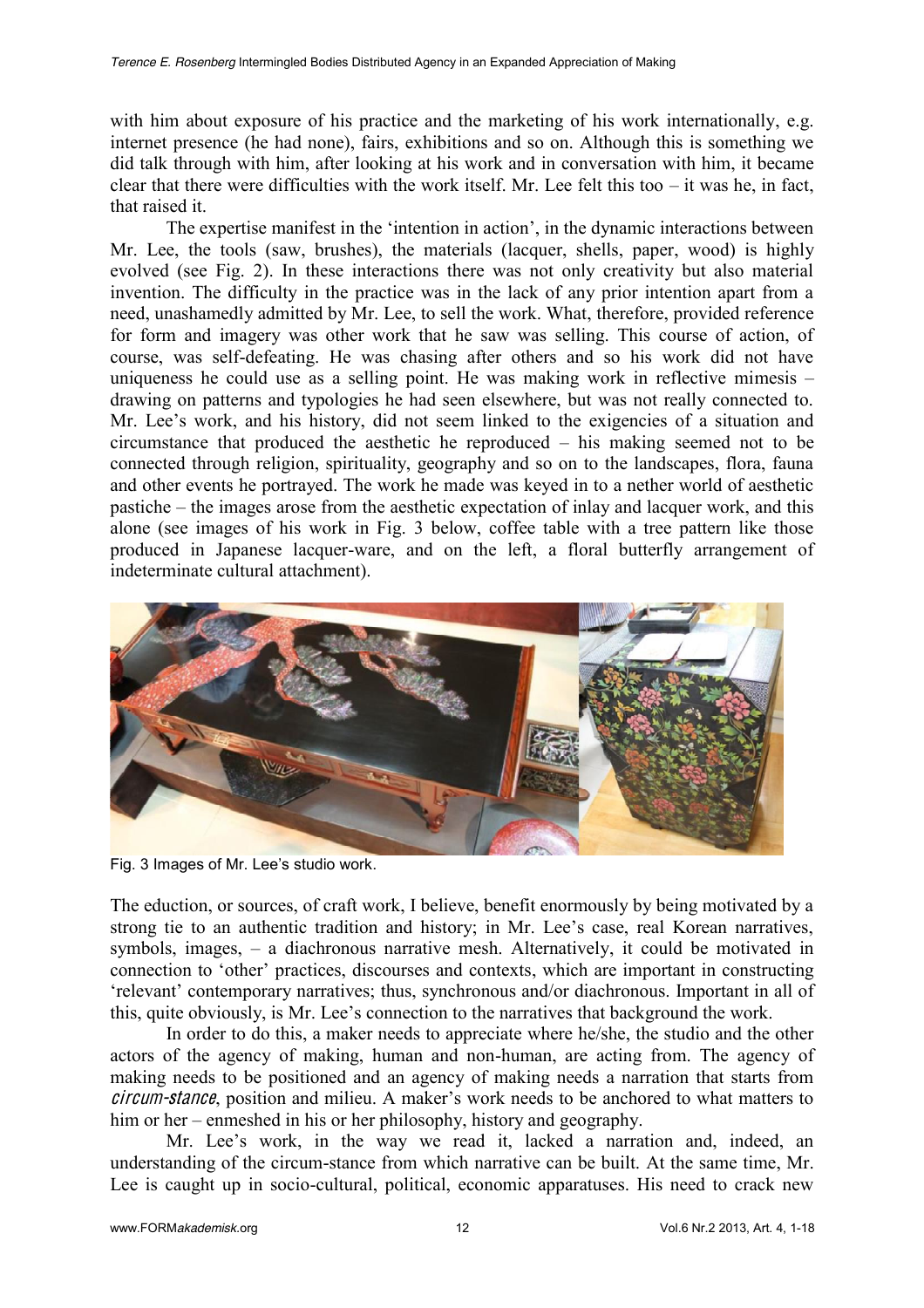with him about exposure of his practice and the marketing of his work internationally, e.g. internet presence (he had none), fairs, exhibitions and so on. Although this is something we did talk through with him, after looking at his work and in conversation with him, it became clear that there were difficulties with the work itself. Mr. Lee felt this too – it was he, in fact, that raised it.

The expertise manifest in the 'intention in action', in the dynamic interactions between Mr. Lee, the tools (saw, brushes), the materials (lacquer, shells, paper, wood) is highly evolved (see Fig. 2). In these interactions there was not only creativity but also material invention. The difficulty in the practice was in the lack of any prior intention apart from a need, unashamedly admitted by Mr. Lee, to sell the work. What, therefore, provided reference for form and imagery was other work that he saw was selling. This course of action, of course, was self-defeating. He was chasing after others and so his work did not have uniqueness he could use as a selling point. He was making work in reflective mimesis – drawing on patterns and typologies he had seen elsewhere, but was not really connected to. Mr. Lee's work, and his history, did not seem linked to the exigencies of a situation and circumstance that produced the aesthetic he reproduced – his making seemed not to be connected through religion, spirituality, geography and so on to the landscapes, flora, fauna and other events he portrayed. The work he made was keyed in to a nether world of aesthetic pastiche – the images arose from the aesthetic expectation of inlay and lacquer work, and this alone (see images of his work in Fig. 3 below, coffee table with a tree pattern like those produced in Japanese lacquer-ware, and on the left, a floral butterfly arrangement of indeterminate cultural attachment).

Fig. 3 Images of Mr. Lee's studio work.

The eduction, or sources, of craft work, I believe, benefit enormously by being motivated by a strong tie to an authentic tradition and history; in Mr. Lee's case, real Korean narratives, symbols, images, – a diachronous narrative mesh. Alternatively, it could be motivated in connection to 'other' practices, discourses and contexts, which are important in constructing 'relevant' contemporary narratives; thus, synchronous and/or diachronous. Important in all of this, quite obviously, is Mr. Lee's connection to the narratives that background the work.

In order to do this, a maker needs to appreciate where he/she, the studio and the other actors of the agency of making, human and non-human, are acting from. The agency of making needs to be positioned and an agency of making needs a narration that starts from *circum-stance*, position and milieu. A maker's work needs to be anchored to what matters to him or her – enmeshed in his or her philosophy, history and geography.

Mr. Lee's work, in the way we read it, lacked a narration and, indeed, an understanding of the circum-stance from which narrative can be built. At the same time, Mr. Lee is caught up in socio-cultural, political, economic apparatuses. His need to crack new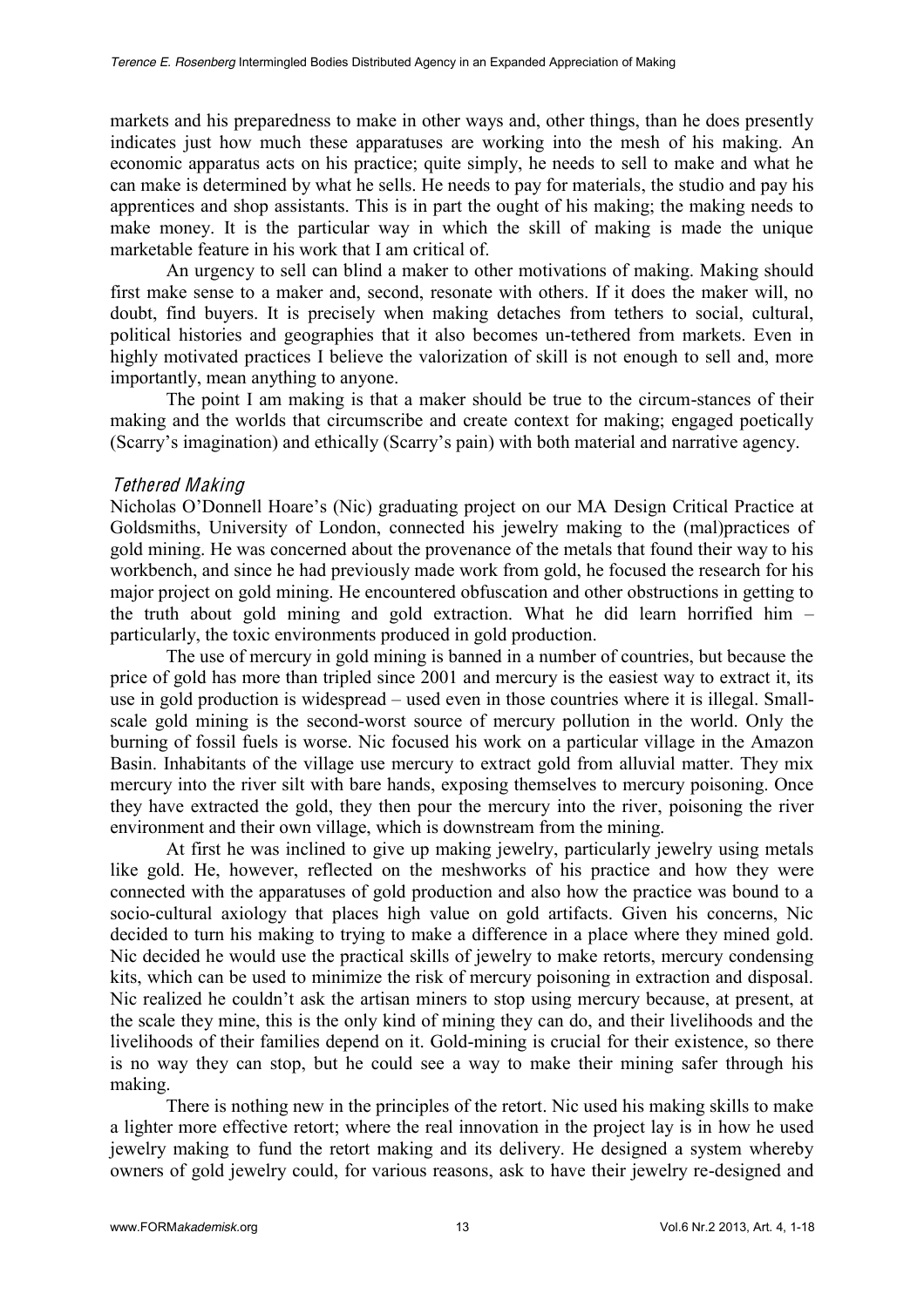markets and his preparedness to make in other ways and, other things, than he does presently indicates just how much these apparatuses are working into the mesh of his making. An economic apparatus acts on his practice; quite simply, he needs to sell to make and what he can make is determined by what he sells. He needs to pay for materials, the studio and pay his apprentices and shop assistants. This is in part the ought of his making; the making needs to make money. It is the particular way in which the skill of making is made the unique marketable feature in his work that I am critical of.

An urgency to sell can blind a maker to other motivations of making. Making should first make sense to a maker and, second, resonate with others. If it does the maker will, no doubt, find buyers. It is precisely when making detaches from tethers to social, cultural, political histories and geographies that it also becomes un-tethered from markets. Even in highly motivated practices I believe the valorization of skill is not enough to sell and, more importantly, mean anything to anyone.

The point I am making is that a maker should be true to the circum-stances of their making and the worlds that circumscribe and create context for making; engaged poetically (Scarry's imagination) and ethically (Scarry's pain) with both material and narrative agency.

### *Tethered Making*

Nicholas O'Donnell Hoare's (Nic) graduating project on our MA Design Critical Practice at Goldsmiths, University of London, connected his jewelry making to the (mal)practices of gold mining. He was concerned about the provenance of the metals that found their way to his workbench, and since he had previously made work from gold, he focused the research for his major project on gold mining. He encountered obfuscation and other obstructions in getting to the truth about gold mining and gold extraction. What he did learn horrified him – particularly, the toxic environments produced in gold production.

The use of mercury in gold mining is banned in a number of countries, but because the price of gold has more than tripled since 2001 and mercury is the easiest way to extract it, its use in gold production is widespread – used even in those countries where it is illegal. Small-scale gold mining is the second-worst source of mercury pollution in the world. Only the burning of fossil fuels is worse. Nic focused his work on a particular village in the Amazon Basin. Inhabitants of the village use mercury to extract gold from alluvial matter. They mix mercury into the river silt with bare hands, exposing themselves to mercury poisoning. Once they have extracted the gold, they then pour the mercury into the river, poisoning the river environment and their own village, which is downstream from the mining.

At first he was inclined to give up making jewelry, particularly jewelry using metals like gold. He, however, reflected on the meshworks of his practice and how they were connected with the apparatuses of gold production and also how the practice was bound to a socio-cultural axiology that places high value on gold artifacts. Given his concerns, Nic decided to turn his making to trying to make a difference in a place where they mined gold. Nic decided he would use the practical skills of jewelry to make retorts, mercury condensing kits, which can be used to minimize the risk of mercury poisoning in extraction and disposal. Nic realized he couldn't ask the artisan miners to stop using mercury because, at present, at the scale they mine, this is the only kind of mining they can do, and their livelihoods and the livelihoods of their families depend on it. Gold-mining is crucial for their existence, so there is no way they can stop, but he could see a way to make their mining safer through his making.

There is nothing new in the principles of the retort. Nic used his making skills to make a lighter more effective retort; where the real innovation in the project lay is in how he used jewelry making to fund the retort making and its delivery. He designed a system whereby owners of gold jewelry could, for various reasons, ask to have their jewelry re-designed and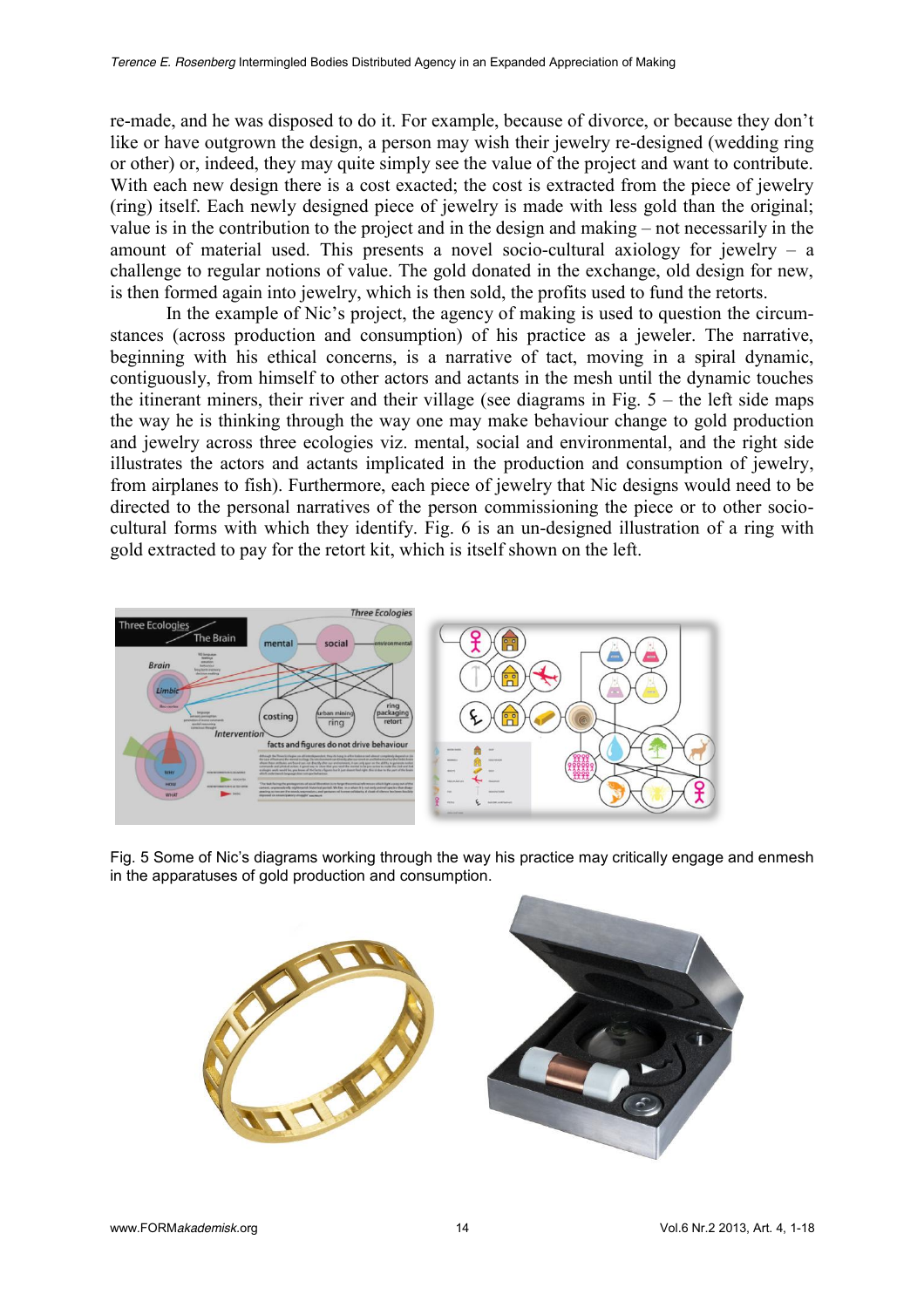re-made, and he was disposed to do it. For example, because of divorce, or because they don't like or have outgrown the design, a person may wish their jewelry re-designed (wedding ring or other) or, indeed, they may quite simply see the value of the project and want to contribute. With each new design there is a cost exacted; the cost is extracted from the piece of jewelry (ring) itself. Each newly designed piece of jewelry is made with less gold than the original; value is in the contribution to the project and in the design and making – not necessarily in the amount of material used. This presents a novel socio-cultural axiology for jewelry – a challenge to regular notions of value. The gold donated in the exchange, old design for new, is then formed again into jewelry, which is then sold, the profits used to fund the retorts.

In the example of Nic's project, the agency of making is used to question the circumstances (across production and consumption) of his practice as a jeweler. The narrative, beginning with his ethical concerns, is a narrative of tact, moving in a spiral dynamic, contiguously, from himself to other actors and actants in the mesh until the dynamic touches the itinerant miners, their river and their village (see diagrams in Fig. 5 – the left side maps the way he is thinking through the way one may make behaviour change to gold production and jewelry across three ecologies viz. mental, social and environmental, and the right side illustrates the actors and actants implicated in the production and consumption of jewelry, from airplanes to fish). Furthermore, each piece of jewelry that Nic designs would need to be directed to the personal narratives of the person commissioning the piece or to other socio-cultural forms with which they identify. Fig. 6 is an un-designed illustration of a ring with gold extracted to pay for the retort kit, which is itself shown on the left.

Fig. 5 Some of Nic's diagrams working through the way his practice may critically engage and enmesh in the apparatuses of gold production and consumption.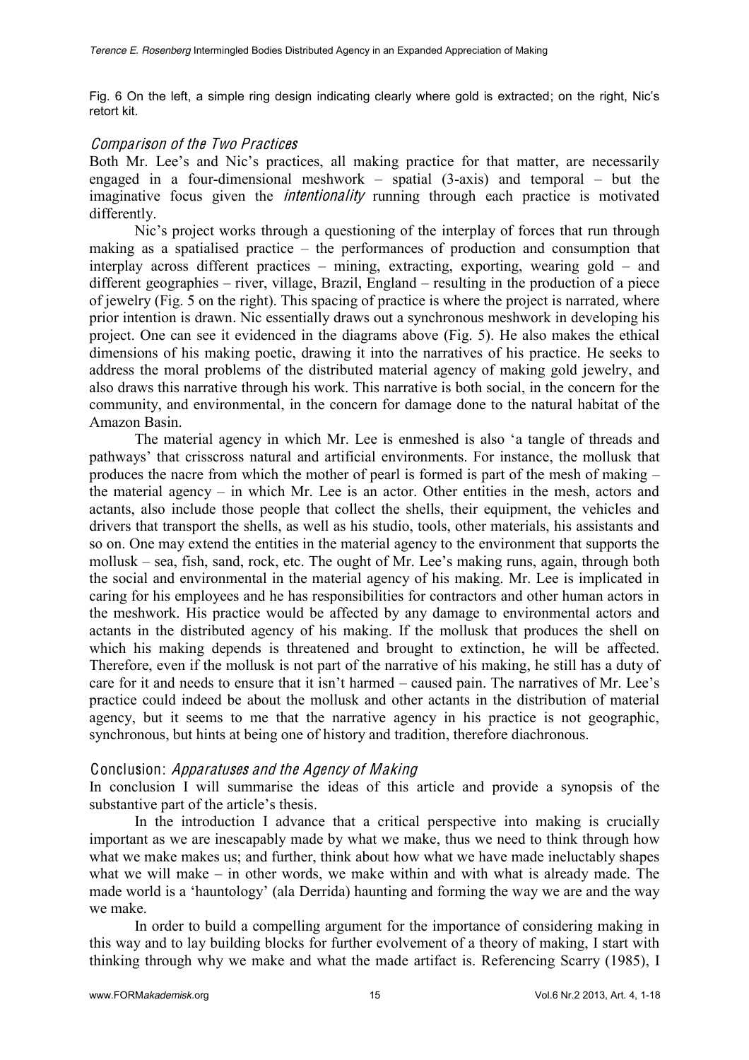Fig. 6 On the left, a simple ring design indicating clearly where gold is extracted; on the right, Nic's retort kit.

### *Comparison of the Two Practices*

Both Mr. Lee's and Nic's practices, all making practice for that matter, are necessarily engaged in a four-dimensional meshwork – spatial (3-axis) and temporal – but the imaginative focus given the *intentionality* running through each practice is motivated differently.

Nic's project works through a questioning of the interplay of forces that run through making as a spatialised practice – the performances of production and consumption that interplay across different practices – mining, extracting, exporting, wearing gold – and different geographies – river, village, Brazil, England – resulting in the production of a piece of jewelry (Fig. 5 on the right). This spacing of practice is where the project is narrated, where prior intention is drawn. Nic essentially draws out a synchronous meshwork in developing his project. One can see it evidenced in the diagrams above (Fig. 5). He also makes the ethical dimensions of his making poetic, drawing it into the narratives of his practice. He seeks to address the moral problems of the distributed material agency of making gold jewelry, and also draws this narrative through his work. This narrative is both social, in the concern for the community, and environmental, in the concern for damage done to the natural habitat of the Amazon Basin.

The material agency in which Mr. Lee is enmeshed is also 'a tangle of threads and pathways' that crisscross natural and artificial environments. For instance, the mollusk that produces the nacre from which the mother of pearl is formed is part of the mesh of making – the material agency – in which Mr. Lee is an actor. Other entities in the mesh, actors and actants, also include those people that collect the shells, their equipment, the vehicles and drivers that transport the shells, as well as his studio, tools, other materials, his assistants and so on. One may extend the entities in the material agency to the environment that supports the mollusk – sea, fish, sand, rock, etc. The ought of Mr. Lee's making runs, again, through both the social and environmental in the material agency of his making. Mr. Lee is implicated in caring for his employees and he has responsibilities for contractors and other human actors in the meshwork. His practice would be affected by any damage to environmental actors and actants in the distributed agency of his making. If the mollusk that produces the shell on which his making depends is threatened and brought to extinction, he will be affected. Therefore, even if the mollusk is not part of the narrative of his making, he still has a duty of care for it and needs to ensure that it isn't harmed – caused pain. The narratives of Mr. Lee's practice could indeed be about the mollusk and other actants in the distribution of material agency, but it seems to me that the narrative agency in his practice is not geographic, synchronous, but hints at being one of history and tradition, therefore diachronous.

## Conclusion: *Apparatuses and the Agency of Making*

In conclusion I will summarise the ideas of this article and provide a synopsis of the substantive part of the article's thesis.

In the introduction I advance that a critical perspective into making is crucially important as we are inescapably made by what we make, thus we need to think through how what we make makes us; and further, think about how what we have made ineluctably shapes what we will make – in other words, we make within and with what is already made. The made world is a 'hauntology' (ala Derrida) haunting and forming the way we are and the way we make.

In order to build a compelling argument for the importance of considering making in this way and to lay building blocks for further evolvement of a theory of making, I start with thinking through why we make and what the made artifact is. Referencing Scarry (1985), I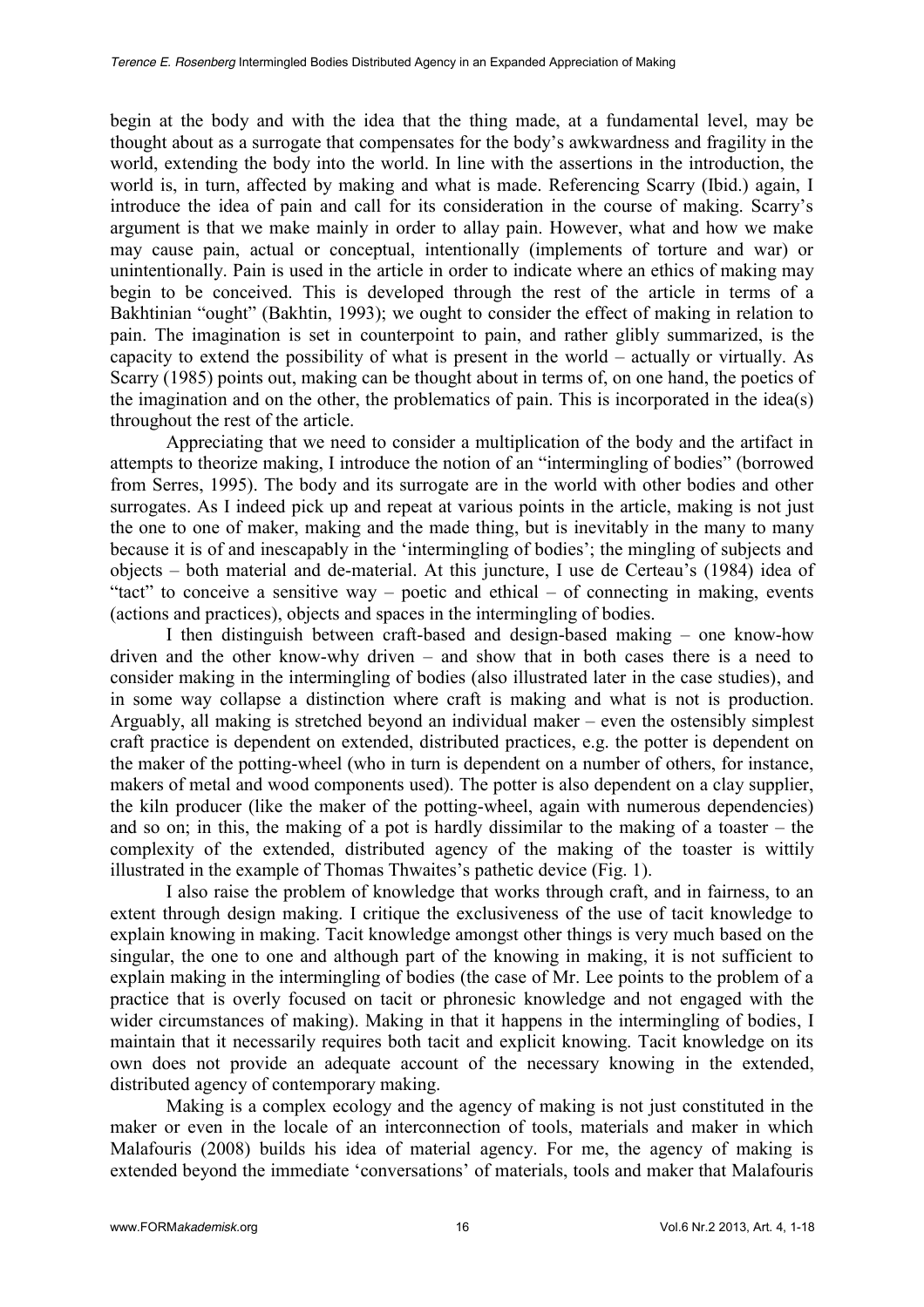begin at the body and with the idea that the thing made, at a fundamental level, may be thought about as a surrogate that compensates for the body's awkwardness and fragility in the world, extending the body into the world. In line with the assertions in the introduction, the world is, in turn, affected by making and what is made. Referencing Scarry (Ibid.) again, I introduce the idea of pain and call for its consideration in the course of making. Scarry's argument is that we make mainly in order to allay pain. However, what and how we make may cause pain, actual or conceptual, intentionally (implements of torture and war) or unintentionally. Pain is used in the article in order to indicate where an ethics of making may begin to be conceived. This is developed through the rest of the article in terms of a Bakhtinian "ought" (Bakhtin, 1993); we ought to consider the effect of making in relation to pain. The imagination is set in counterpoint to pain, and rather glibly summarized, is the capacity to extend the possibility of what is present in the world – actually or virtually. As Scarry (1985) points out, making can be thought about in terms of, on one hand, the poetics of the imagination and on the other, the problematics of pain. This is incorporated in the idea(s) throughout the rest of the article.

Appreciating that we need to consider a multiplication of the body and the artifact in attempts to theorize making, I introduce the notion of an "intermingling of bodies" (borrowed from Serres, 1995). The body and its surrogate are in the world with other bodies and other surrogates. As I indeed pick up and repeat at various points in the article, making is not just the one to one of maker, making and the made thing, but is inevitably in the many to many because it is of and inescapably in the 'intermingling of bodies'; the mingling of subjects and objects – both material and de-material. At this juncture, I use de Certeau's (1984) idea of "tact" to conceive a sensitive way – poetic and ethical – of connecting in making, events (actions and practices), objects and spaces in the intermingling of bodies.

I then distinguish between craft-based and design-based making – one know-how driven and the other know-why driven – and show that in both cases there is a need to consider making in the intermingling of bodies (also illustrated later in the case studies), and in some way collapse a distinction where craft is making and what is not is production. Arguably, all making is stretched beyond an individual maker – even the ostensibly simplest craft practice is dependent on extended, distributed practices, e.g. the potter is dependent on the maker of the potting-wheel (who in turn is dependent on a number of others, for instance, makers of metal and wood components used). The potter is also dependent on a clay supplier, the kiln producer (like the maker of the potting-wheel, again with numerous dependencies) and so on; in this, the making of a pot is hardly dissimilar to the making of a toaster – the complexity of the extended, distributed agency of the making of the toaster is wittily illustrated in the example of Thomas Thwaites's pathetic device (Fig. 1).

I also raise the problem of knowledge that works through craft, and in fairness, to an extent through design making. I critique the exclusiveness of the use of tacit knowledge to explain knowing in making. Tacit knowledge amongst other things is very much based on the singular, the one to one and although part of the knowing in making, it is not sufficient to explain making in the intermingling of bodies (the case of Mr. Lee points to the problem of a practice that is overly focused on tacit or phronesic knowledge and not engaged with the wider circumstances of making). Making in that it happens in the intermingling of bodies, I maintain that it necessarily requires both tacit and explicit knowing. Tacit knowledge on its own does not provide an adequate account of the necessary knowing in the extended, distributed agency of contemporary making.

Making is a complex ecology and the agency of making is not just constituted in the maker or even in the locale of an interconnection of tools, materials and maker in which Malafouris (2008) builds his idea of material agency. For me, the agency of making is extended beyond the immediate 'conversations' of materials, tools and maker that Malafouris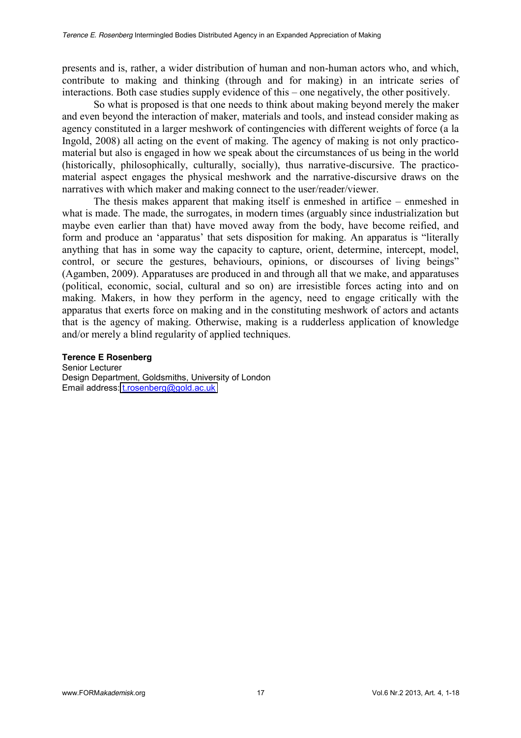presents and is, rather, a wider distribution of human and non-human actors who, and which, contribute to making and thinking (through and for making) in an intricate series of interactions. Both case studies supply evidence of this – one negatively, the other positively.

So what is proposed is that one needs to think about making beyond merely the maker and even beyond the interaction of maker, materials and tools, and instead consider making as agency constituted in a larger meshwork of contingencies with different weights of force (a la Ingold, 2008) all acting on the event of making. The agency of making is not only practico-material but also is engaged in how we speak about the circumstances of us being in the world (historically, philosophically, culturally, socially), thus narrative-discursive. The practico-material aspect engages the physical meshwork and the narrative-discursive draws on the narratives with which maker and making connect to the user/reader/viewer.

The thesis makes apparent that making itself is enmeshed in artifice – enmeshed in what is made. The made, the surrogates, in modern times (arguably since industrialization but maybe even earlier than that) have moved away from the body, have become reified, and form and produce an 'apparatus' that sets disposition for making. An apparatus is "literally anything that has in some way the capacity to capture, orient, determine, intercept, model, control, or secure the gestures, behaviours, opinions, or discourses of living beings" (Agamben, 2009). Apparatuses are produced in and through all that we make, and apparatuses (political, economic, social, cultural and so on) are irresistible forces acting into and on making. Makers, in how they perform in the agency, need to engage critically with the apparatus that exerts force on making and in the constituting meshwork of actors and actants that is the agency of making. Otherwise, making is a rudderless application of knowledge and/or merely a blind regularity of applied techniques.

**Terence E Rosenberg**
Senior Lecturer
Design Department, Goldsmiths, University of London
Email address: t.rosenberg@gold.ac.uk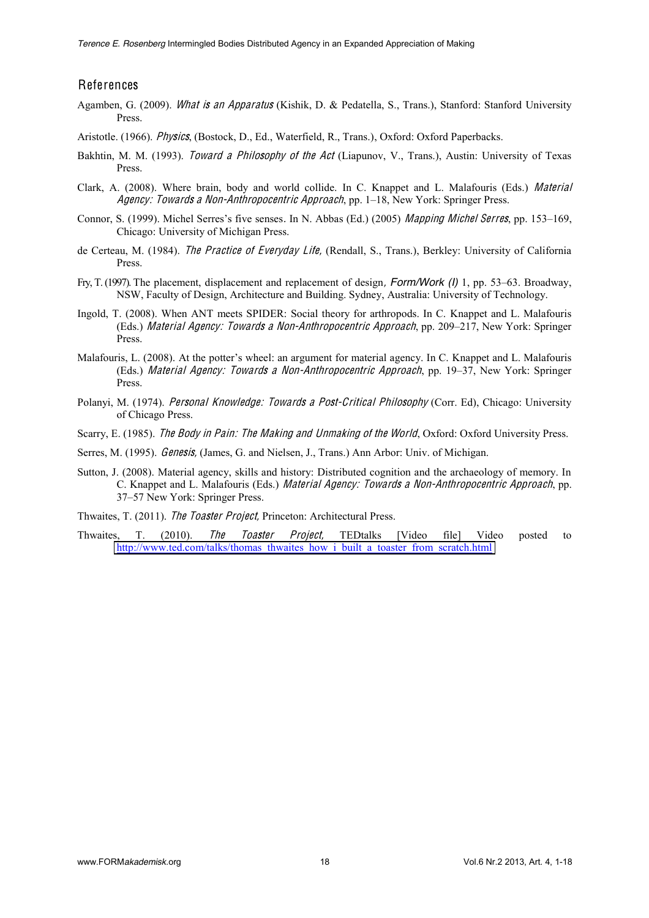## References

Agamben, G. (2009). *What is an Apparatus* (Kishik, D. & Pedatella, S., Trans.), Stanford: Stanford University Press.

Aristotle. (1966). *Physics*, (Bostock, D., Ed., Waterfield, R., Trans.), Oxford: Oxford Paperbacks.

Bakhtin, M. M. (1993). *Toward a Philosophy of the Act* (Liapunov, V., Trans.), Austin: University of Texas Press.

Clark, A. (2008). Where brain, body and world collide. In C. Knappet and L. Malafouris (Eds.) *Material Agency: Towards a Non-Anthropocentric Approach*, pp. 1–18, New York: Springer Press.

Connor, S. (1999). Michel Serres's five senses. In N. Abbas (Ed.) (2005) *Mapping Michel Serres*, pp. 153–169, Chicago: University of Michigan Press.

de Certeau, M. (1984). *The Practice of Everyday Life*, (Rendall, S., Trans.), Berkley: University of California Press.

Fry, T. (1997). The placement, displacement and replacement of design, *Form/Work (I)* 1, pp. 53–63. Broadway, NSW, Faculty of Design, Architecture and Building. Sydney, Australia: University of Technology.

Ingold, T. (2008). When ANT meets SPIDER: Social theory for arthropods. In C. Knappet and L. Malafouris (Eds.) *Material Agency: Towards a Non-Anthropocentric Approach*, pp. 209–217, New York: Springer Press.

Malafouris, L. (2008). At the potter's wheel: an argument for material agency. In C. Knappet and L. Malafouris (Eds.) *Material Agency: Towards a Non-Anthropocentric Approach*, pp. 19–37, New York: Springer Press.

Polanyi, M. (1974). *Personal Knowledge: Towards a Post-Critical Philosophy* (Corr. Ed), Chicago: University of Chicago Press.

Scarry, E. (1985). *The Body in Pain: The Making and Unmaking of the World*, Oxford: Oxford University Press.

Serres, M. (1995). *Genesis*, (James, G. and Nielsen, J., Trans.) Ann Arbor: Univ. of Michigan.

Sutton, J. (2008). Material agency, skills and history: Distributed cognition and the archaeology of memory. In C. Knappet and L. Malafouris (Eds.) *Material Agency: Towards a Non-Anthropocentric Approach*, pp. 37–57 New York: Springer Press.

Thwaites, T. (2011). *The Toaster Project*, Princeton: Architectural Press.

Thwaites, T. (2010). *The Toaster Project*, TEDtalks [Video file] Video posted to http://www.ted.com/talks/thomas_thwaites_how_i_built_a_toaster_from_scratch.html